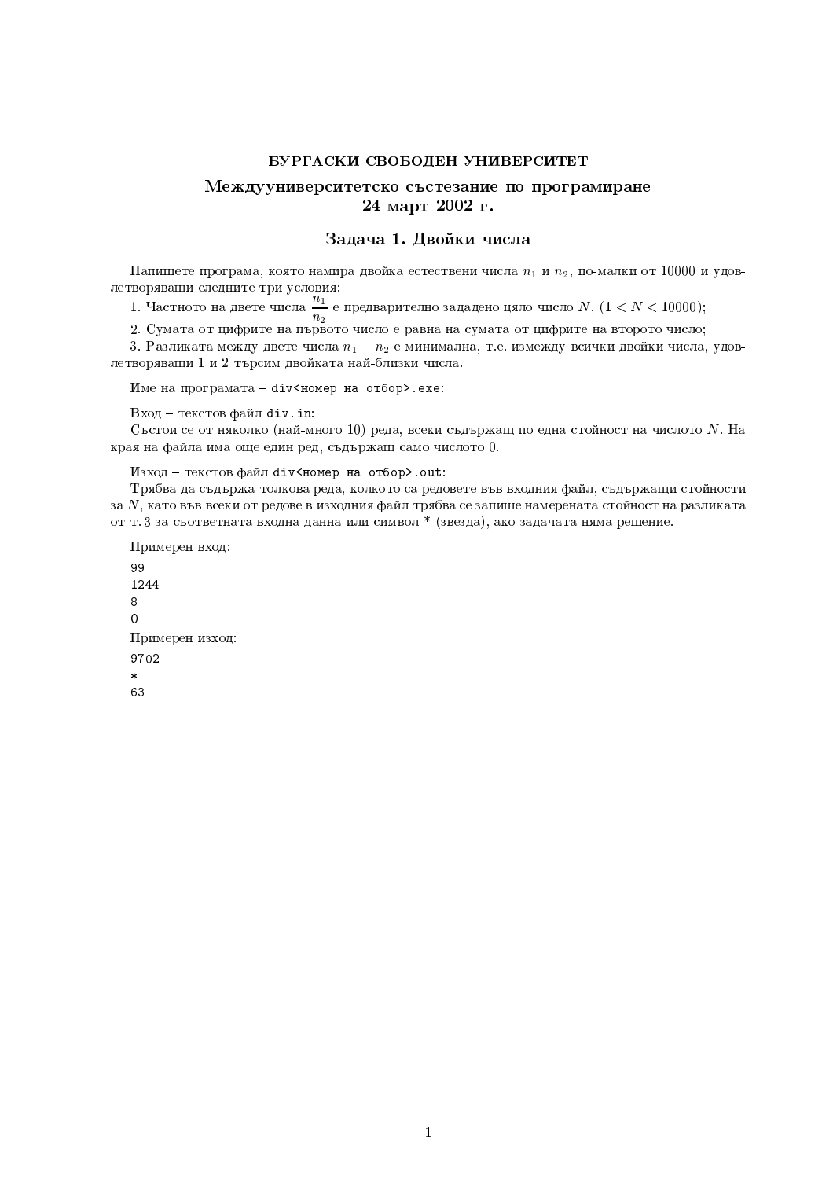# БУРГАСКИ СВОБОДЕН УНИВЕРСИТЕТ

## Междууниверситетско състезание по програмиране 24 март 2002 г.

### Задача 1. Двойки числа

Напишете програма, която намира двойка естествени числа $n_1$ и $n_2$, по-малки от 10000 и удовлетворяващи следните три условия:

1. Частното на двете числа $\frac{n_1}{n_2}$ е предварително зададено цяло число $N$, $(1 < N < 10000)$;

2. Сумата от цифрите на първото число е равна на сумата от цифрите на второто число;

3. Разликата между двете числа $n_1 - n_2$ е минимална, т.е. измежду всички двойки числа, удовлетворяващи 1 и 2 търсим двойката най-близки числа.

Име на програмата – `div<номер на отбор>.exe`:

Вход – текстов файл `div.in`:
Състои се от няколко (най-много 10) реда, всеки съдържащ по една стойност на числото $N$. На края на файла има още един ред, съдържащ само числото 0.

Изход – текстов файл `div<номер на отбор>.out`:
Трябва да съдържа толкова реда, колкото са редовете във входния файл, съдържащи стойности за $N$, като във всеки от редове в изходния файл трябва се запише намерената стойност на разликата от т. 3 за съответната входна данна или символ * (звезда), ако задачата няма решение.

Примерен вход:

```
99
1244
8
0
```

Примерен изход:

```
9702
*
63
```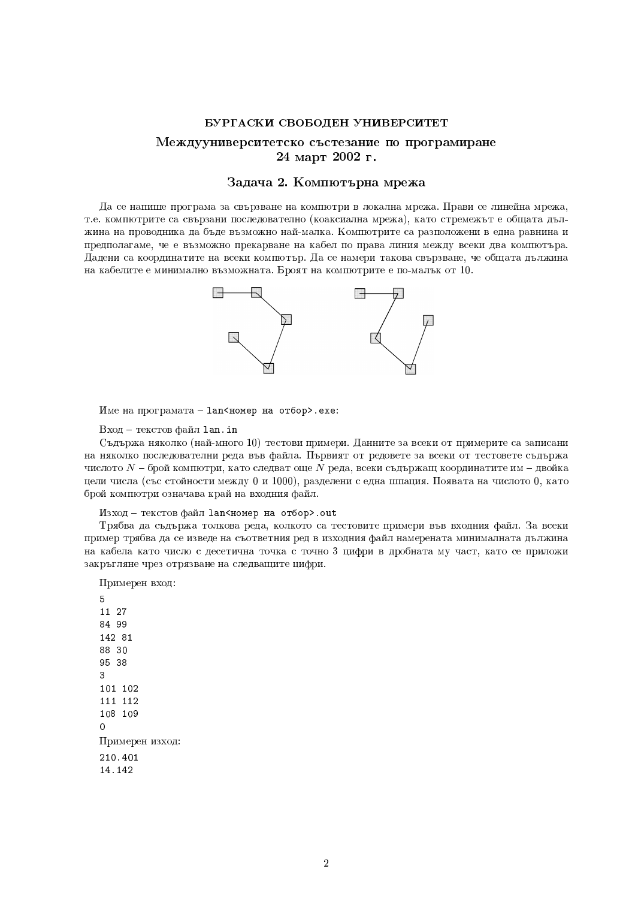**БУРГАСКИ СВОБОДЕН УНИВЕРСИТЕТ**

## Междууниверситетско състезание по програмиране
## 24 март 2002 г.

### Задача 2. Компютърна мрежа

Да се напише програма за свързване на компютри в локална мрежа. Прави се линейна мрежа, т.е. компютрите са свързани последователно (коаксиална мрежа), като стремежът е общата дължина на проводника да бъде възможно най-малка. Компютрите са разположени в една равнина и предполагаме, че е възможно прекарване на кабел по права линия между всеки два компютъра. Дадени са координатите на всеки компютър. Да се намери такова свързване, че общата дължина на кабелите е минимално възможната. Броят на компютрите е по-малък от 10.

Име на програмата – `lan<номер на отбор>.exe`:

Вход – текстов файл `lan.in`

Съдържа няколко (най-много 10) тестови примери. Данните за всеки от примерите са записани на няколко последователни реда във файла. Първият от редовете за всеки от тестовете съдържа числото $N$ – брой компютри, като следват още $N$ реда, всеки съдържащ координатите им – двойка цели числа (със стойности между 0 и 1000), разделени с една шпация. Появата на числото 0, като брой компютри означава край на входния файл.

Изход – текстов файл `lan<номер на отбор>.out`

Трябва да съдържа толкова реда, колкото са тестовите примери във входния файл. За всеки пример трябва да се изведе на съответния ред в изходния файл намерената минималната дължина на кабела като число с десетична точка с точно 3 цифри в дробната му част, като се приложи закръгляне чрез отрязване на следващите цифри.

Примерен вход:

```
5
11 27
84 99
142 81
88 30
95 38
3
101 102
111 112
108 109
0
```

Примерен изход:

```
210.401
14.142
```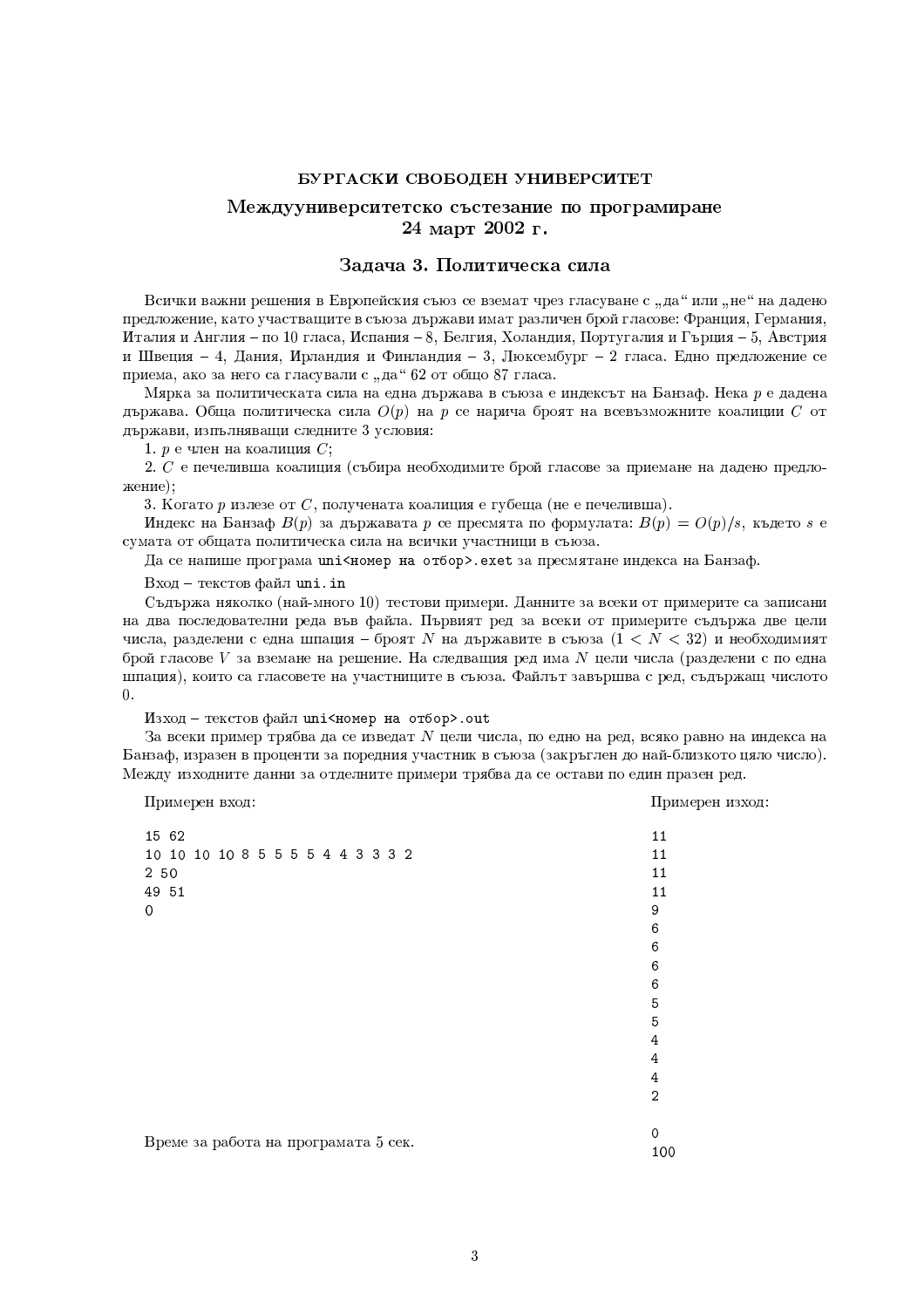## БУРГАСКИ СВОБОДЕН УНИВЕРСИТЕТ

## Междууниверситетско състезание по програмиране 24 март 2002 г.

### Задача 3. Политическа сила

Всички важни решения в Европейския съюз се вземат чрез гласуване с „да" или „не" на дадено предложение, като участващите в съюза държави имат различен брой гласове: Франция, Германия, Италия и Англия – по 10 гласа, Испания – 8, Белгия, Холандия, Португалия и Гърция – 5, Австрия и Швеция – 4, Дания, Ирландия и Финландия – 3, Люксембург – 2 гласа. Едно предложение се приема, ако за него са гласували с „да" 62 от общо 87 гласа.

Мярка за политическата сила на една държава в съюза е индексът на Банзаф. Нека $p$ е дадена държава. Обща политическа сила $O(p)$ на $p$ се нарича броят на всевъзможните коалиции $C$ от държави, изпълняващи следните 3 условия:

1. $p$ е член на коалиция $C$;

2. $C$ е печеливша коалиция (събира необходимите брой гласове за приемане на дадено предложение);

3. Когато $p$ излезе от $C$, получената коалиция е губеща (не е печеливша).

Индекс на Банзаф $B(p)$ за държавата $p$ се пресмята по формулата: $B(p) = O(p)/s$, където $s$ е сумата от общата политическа сила на всички участници в съюза.

Да се напише програма `uni<номер на отбор>.exet` за пресмятане индекса на Банзаф.

Вход – текстов файл `uni.in`

Съдържа няколко (най-много 10) тестови примери. Данните за всеки от примерите са записани на два последователни реда във файла. Първият ред за всеки от примерите съдържа две цели числа, разделени с една шпация – броят $N$ на държавите в съюза ($1 < N < 32$) и необходимият брой гласове $V$ за вземане на решение. На следващия ред има $N$ цели числа (разделени с по една шпация), които са гласовете на участниците в съюза. Файлът завършва с ред, съдържащ числото 0.

Изход – текстов файл `uni<номер на отбор>.out`

За всеки пример трябва да се изведат $N$ цели числа, по едно на ред, всяко равно на индекса на Банзаф, изразен в проценти за поредния участник в съюза (закръглен до най-близкото цяло число). Между изходните данни за отделните примери трябва да се остави по един празен ред.

Примерен вход:

```
15 62
10 10 10 10 8 5 5 5 5 4 4 3 3 3 2
2 50
49 51
0
```

Примерен изход:

```
11
11
11
11
9
6
6
6
6
5
5
4
4
4
2

0
100
```

Време за работа на програмата 5 сек.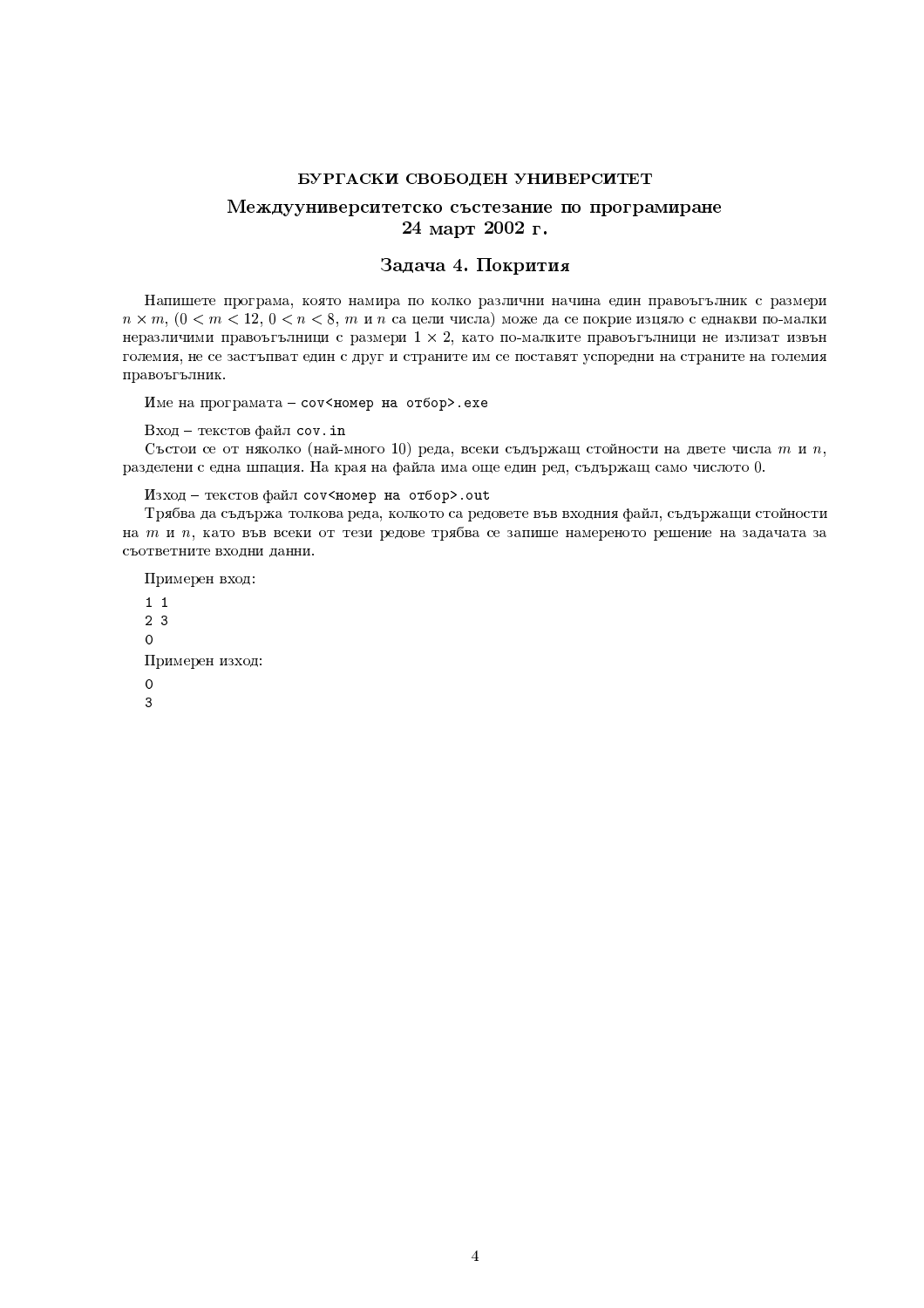# БУРГАСКИ СВОБОДЕН УНИВЕРСИТЕТ

## Междууниверситетско състезание по програмиране 24 март 2002 г.

### Задача 4. Покрития

Напишете програма, която намира по колко различни начина един правоъгълник с размери $n \times m$, ($0 < m < 12$, $0 < n < 8$, $m$ и $n$ са цели числа) може да се покрие изцяло с еднакви по-малки неразличими правоъгълници с размери $1 \times 2$, като по-малките правоъгълници не излизат извън големия, не се застъпват един с друг и страните им се поставят успоредни на страните на големия правоъгълник.

Име на програмата – `cov<номер на отбор>.exe`

Вход – текстов файл `cov.in`
Състои се от няколко (най-много 10) реда, всеки съдържащ стойности на двете числа $m$ и $n$, разделени с една шпация. На края на файла има още един ред, съдържащ само числото 0.

Изход – текстов файл `cov<номер на отбор>.out`
Трябва да съдържа толкова реда, колкото са редовете във входния файл, съдържащи стойности на $m$ и $n$, като във всеки от тези редове трябва се запише намереното решение на задачата за съответните входни данни.

Примерен вход:

```
1 1
2 3
0
```

Примерен изход:

```
0
3
```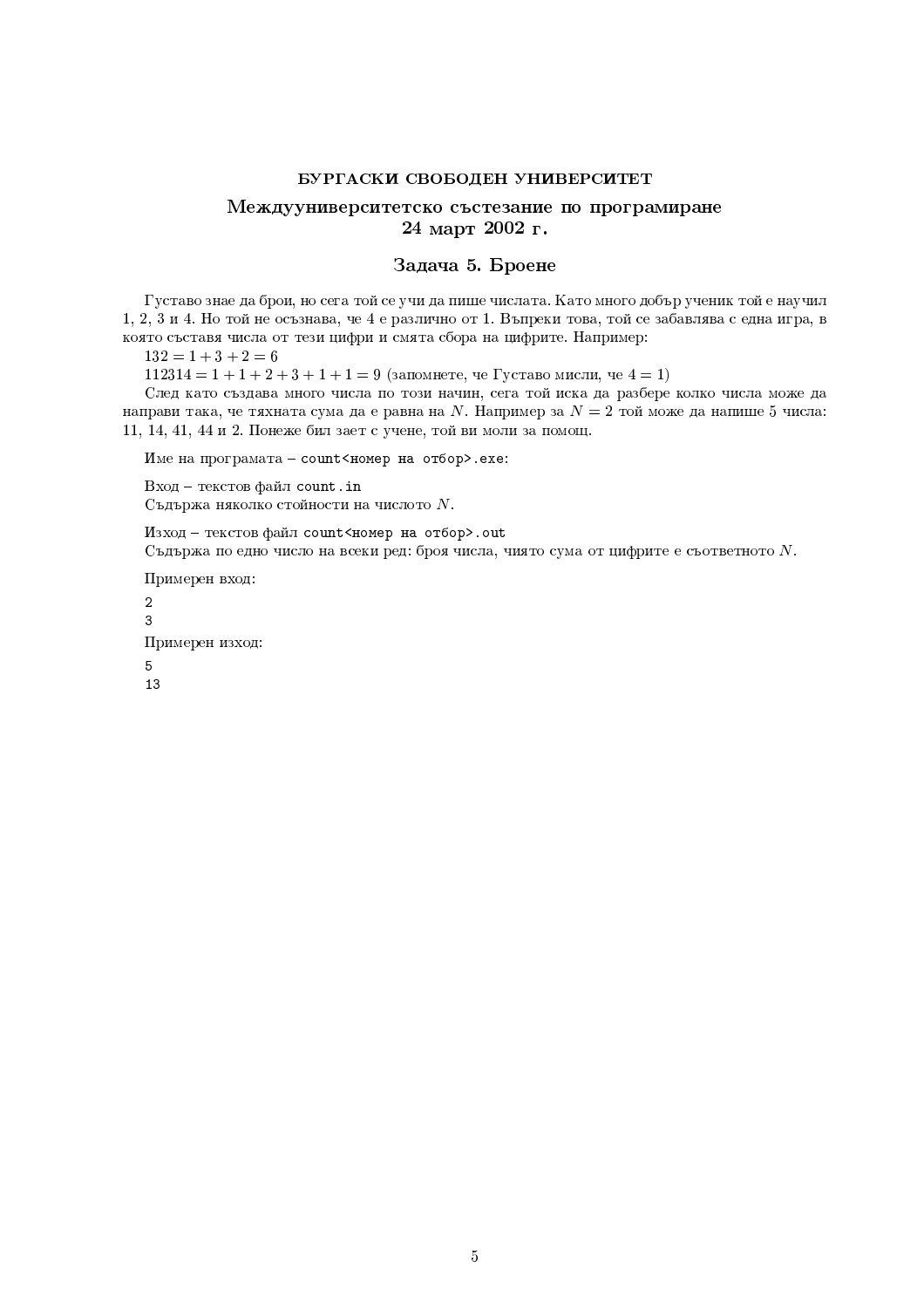**БУРГАСКИ СВОБОДЕН УНИВЕРСИТЕТ**

## Междууниверситетско състезание по програмиране
## 24 март 2002 г.

### Задача 5. Броене

Густаво знае да брои, но сега той се учи да пише числата. Като много добър ученик той е научил 1, 2, 3 и 4. Но той не осъзнава, че 4 е различно от 1. Въпреки това, той се забавлява с една игра, в която съставя числа от тези цифри и смята сбора на цифрите. Например:

$132 = 1 + 3 + 2 = 6$

$112314 = 1 + 1 + 1 + 2 + 3 + 1 + 1 = 9$ (запомнете, че Густаво мисли, че $4 = 1$)

След като създава много числа по този начин, сега той иска да разбере колко числа може да направи така, че тяхната сума да е равна на $N$. Например за $N = 2$ той може да напише 5 числа: 11, 14, 41, 44 и 2. Понеже бил зает с учене, той ви моли за помощ.

Име на програмата – `count<номер на отбор>.exe`:

Вход – текстов файл `count.in`
Съдържа няколко стойности на числото $N$.

Изход – текстов файл `count<номер на отбор>.out`
Съдържа по едно число на всеки ред: броя числа, чиято сума от цифрите е съответното $N$.

Примерен вход:

```
2
3
```

Примерен изход:

```
5
13
```